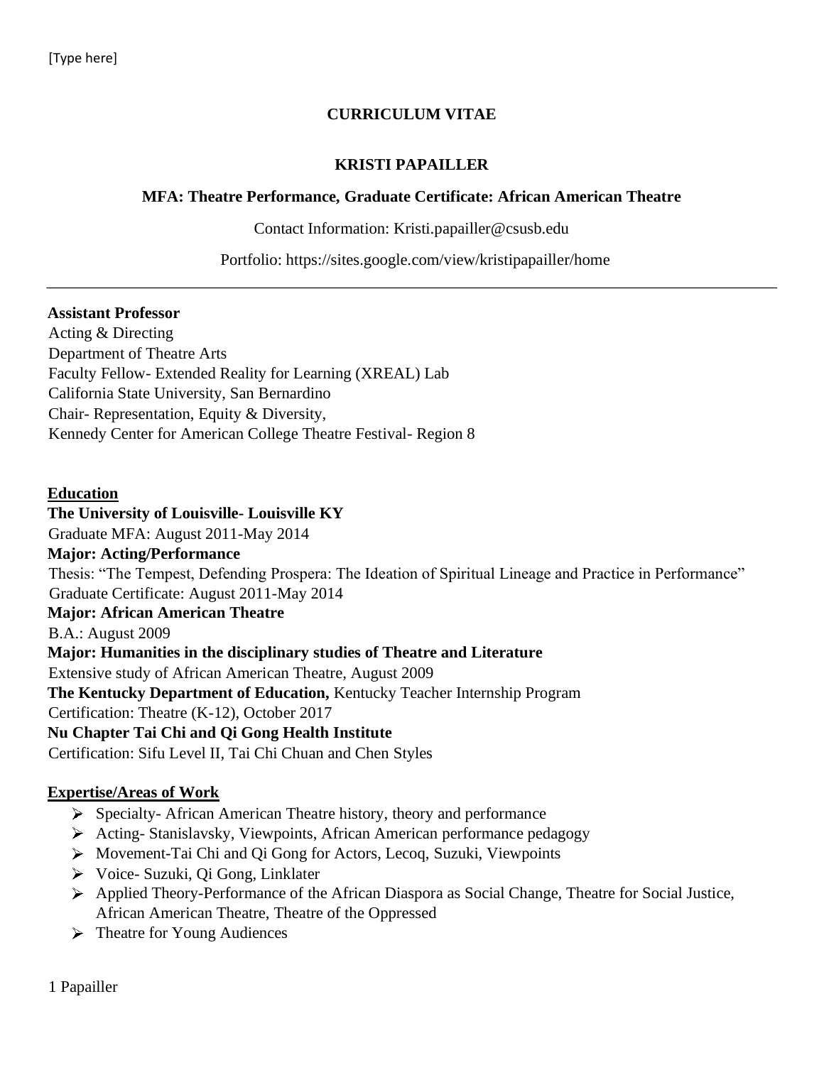**CURRICULUM VITAE**

**KRISTI PAPAILLER**

**MFA: Theatre Performance, Graduate Certificate: African American Theatre**

Contact Information: Kristi.papailler@csusb.edu

Portfolio: https://sites.google.com/view/kristipapailler/home

---

**Assistant Professor**
Acting & Directing
Department of Theatre Arts
Faculty Fellow- Extended Reality for Learning (XREAL) Lab
California State University, San Bernardino
Chair- Representation, Equity & Diversity,
Kennedy Center for American College Theatre Festival- Region 8

## Education

**The University of Louisville- Louisville KY**
Graduate MFA: August 2011-May 2014
**Major: Acting/Performance**
Thesis: "The Tempest, Defending Prospera: The Ideation of Spiritual Lineage and Practice in Performance"
Graduate Certificate: August 2011-May 2014
**Major: African American Theatre**
B.A.: August 2009
**Major: Humanities in the disciplinary studies of Theatre and Literature**
Extensive study of African American Theatre, August 2009
**The Kentucky Department of Education,** Kentucky Teacher Internship Program
Certification: Theatre (K-12), October 2017
**Nu Chapter Tai Chi and Qi Gong Health Institute**
Certification: Sifu Level II, Tai Chi Chuan and Chen Styles

## Expertise/Areas of Work

- Specialty- African American Theatre history, theory and performance
- Acting- Stanislavsky, Viewpoints, African American performance pedagogy
- Movement-Tai Chi and Qi Gong for Actors, Lecoq, Suzuki, Viewpoints
- Voice- Suzuki, Qi Gong, Linklater
- Applied Theory-Performance of the African Diaspora as Social Change, Theatre for Social Justice, African American Theatre, Theatre of the Oppressed
- Theatre for Young Audiences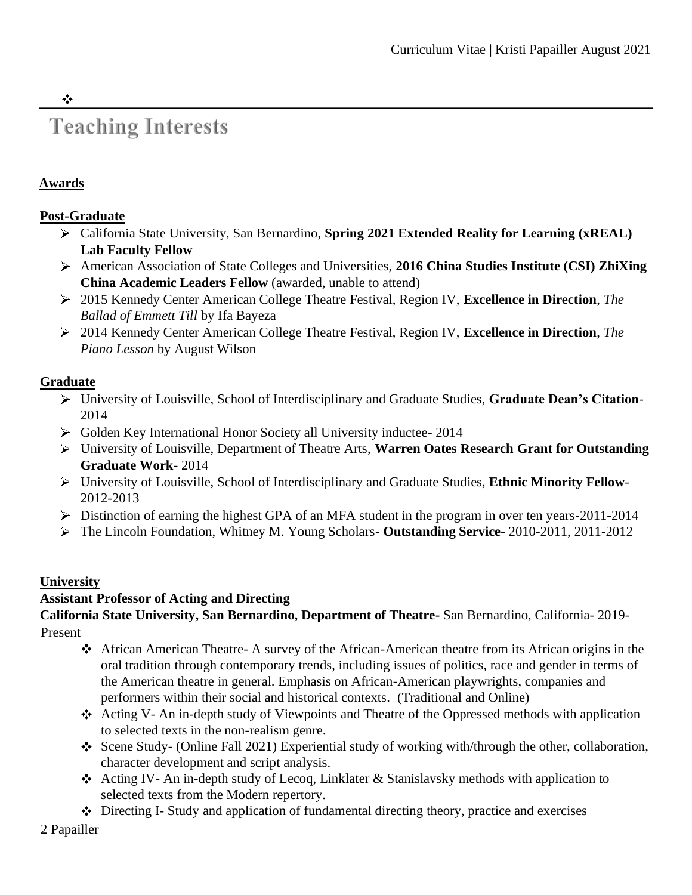## Teaching Interests

### Awards

**Post-Graduate**

- California State University, San Bernardino, **Spring 2021 Extended Reality for Learning (xREAL) Lab Faculty Fellow**
- American Association of State Colleges and Universities, **2016 China Studies Institute (CSI) ZhiXing China Academic Leaders Fellow** (awarded, unable to attend)
- 2015 Kennedy Center American College Theatre Festival, Region IV, **Excellence in Direction**, *The Ballad of Emmett Till* by Ifa Bayeza
- 2014 Kennedy Center American College Theatre Festival, Region IV, **Excellence in Direction**, *The Piano Lesson* by August Wilson

**Graduate**

- University of Louisville, School of Interdisciplinary and Graduate Studies, **Graduate Dean's Citation**-2014
- Golden Key International Honor Society all University inductee- 2014
- University of Louisville, Department of Theatre Arts, **Warren Oates Research Grant for Outstanding Graduate Work**- 2014
- University of Louisville, School of Interdisciplinary and Graduate Studies, **Ethnic Minority Fellow**-2012-2013
- Distinction of earning the highest GPA of an MFA student in the program in over ten years-2011-2014
- The Lincoln Foundation, Whitney M. Young Scholars- **Outstanding Service**- 2010-2011, 2011-2012

**University**

**Assistant Professor of Acting and Directing**

**California State University, San Bernardino, Department of Theatre-** San Bernardino, California- 2019-Present

- African American Theatre- A survey of the African-American theatre from its African origins in the oral tradition through contemporary trends, including issues of politics, race and gender in terms of the American theatre in general. Emphasis on African-American playwrights, companies and performers within their social and historical contexts. (Traditional and Online)
- Acting V- An in-depth study of Viewpoints and Theatre of the Oppressed methods with application to selected texts in the non-realism genre.
- Scene Study- (Online Fall 2021) Experiential study of working with/through the other, collaboration, character development and script analysis.
- Acting IV- An in-depth study of Lecoq, Linklater & Stanislavsky methods with application to selected texts from the Modern repertory.
- Directing I- Study and application of fundamental directing theory, practice and exercises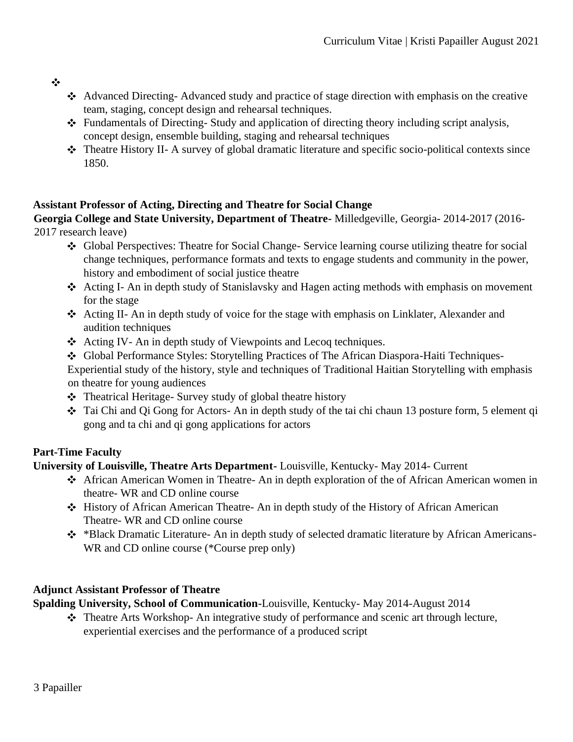- Advanced Directing- Advanced study and practice of stage direction with emphasis on the creative team, staging, concept design and rehearsal techniques.
- Fundamentals of Directing- Study and application of directing theory including script analysis, concept design, ensemble building, staging and rehearsal techniques
- Theatre History II- A survey of global dramatic literature and specific socio-political contexts since 1850.

**Assistant Professor of Acting, Directing and Theatre for Social Change**
**Georgia College and State University, Department of Theatre**- Milledgeville, Georgia- 2014-2017 (2016-2017 research leave)

- Global Perspectives: Theatre for Social Change- Service learning course utilizing theatre for social change techniques, performance formats and texts to engage students and community in the power, history and embodiment of social justice theatre
- Acting I- An in depth study of Stanislavsky and Hagen acting methods with emphasis on movement for the stage
- Acting II- An in depth study of voice for the stage with emphasis on Linklater, Alexander and audition techniques
- Acting IV- An in depth study of Viewpoints and Lecoq techniques.
- Global Performance Styles: Storytelling Practices of The African Diaspora-Haiti Techniques- Experiential study of the history, style and techniques of Traditional Haitian Storytelling with emphasis on theatre for young audiences
- Theatrical Heritage- Survey study of global theatre history
- Tai Chi and Qi Gong for Actors- An in depth study of the tai chi chaun 13 posture form, 5 element qi gong and ta chi and qi gong applications for actors

**Part-Time Faculty**
**University of Louisville, Theatre Arts Department**- Louisville, Kentucky- May 2014- Current

- African American Women in Theatre- An in depth exploration of the of African American women in theatre- WR and CD online course
- History of African American Theatre- An in depth study of the History of African American Theatre- WR and CD online course
- *Black Dramatic Literature- An in depth study of selected dramatic literature by African Americans- WR and CD online course (*Course prep only)

**Adjunct Assistant Professor of Theatre**
**Spalding University, School of Communication**-Louisville, Kentucky- May 2014-August 2014

- Theatre Arts Workshop- An integrative study of performance and scenic art through lecture, experiential exercises and the performance of a produced script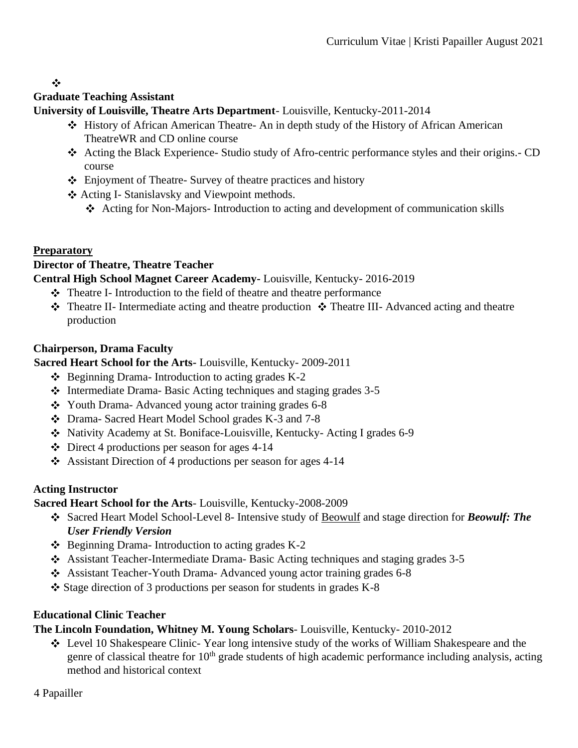❖

**Graduate Teaching Assistant**

**University of Louisville, Theatre Arts Department**- Louisville, Kentucky-2011-2014

- History of African American Theatre- An in depth study of the History of African American TheatreWR and CD online course
- Acting the Black Experience- Studio study of Afro-centric performance styles and their origins.- CD course
- Enjoyment of Theatre- Survey of theatre practices and history
- Acting I- Stanislavsky and Viewpoint methods.
- Acting for Non-Majors- Introduction to acting and development of communication skills

**<u>Preparatory</u>**

**Director of Theatre, Theatre Teacher**

**Central High School Magnet Career Academy-** Louisville, Kentucky- 2016-2019

- Theatre I- Introduction to the field of theatre and theatre performance
- Theatre II- Intermediate acting and theatre production
- Theatre III- Advanced acting and theatre production

**Chairperson, Drama Faculty**

**Sacred Heart School for the Arts-** Louisville, Kentucky- 2009-2011

- Beginning Drama- Introduction to acting grades K-2
- Intermediate Drama- Basic Acting techniques and staging grades 3-5
- Youth Drama- Advanced young actor training grades 6-8
- Drama- Sacred Heart Model School grades K-3 and 7-8
- Nativity Academy at St. Boniface-Louisville, Kentucky- Acting I grades 6-9
- Direct 4 productions per season for ages 4-14
- Assistant Direction of 4 productions per season for ages 4-14

**Acting Instructor**

**Sacred Heart School for the Arts**- Louisville, Kentucky-2008-2009

- Sacred Heart Model School-Level 8- Intensive study of <u>Beowulf</u> and stage direction for ***Beowulf: The User Friendly Version***
- Beginning Drama- Introduction to acting grades K-2
- Assistant Teacher-Intermediate Drama- Basic Acting techniques and staging grades 3-5
- Assistant Teacher-Youth Drama- Advanced young actor training grades 6-8
- Stage direction of 3 productions per season for students in grades K-8

**Educational Clinic Teacher**

**The Lincoln Foundation, Whitney M. Young Scholars**- Louisville, Kentucky- 2010-2012

- Level 10 Shakespeare Clinic- Year long intensive study of the works of William Shakespeare and the genre of classical theatre for 10th grade students of high academic performance including analysis, acting method and historical context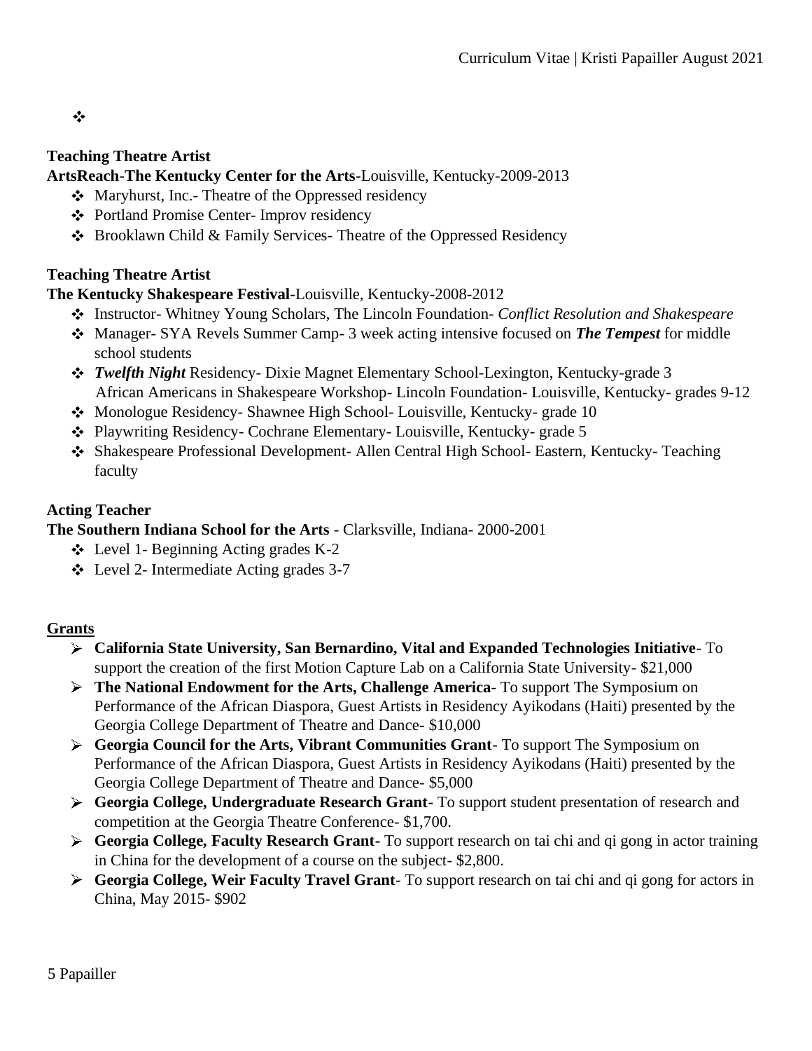**Teaching Theatre Artist**

**ArtsReach-The Kentucky Center for the Arts**-Louisville, Kentucky-2009-2013

- Maryhurst, Inc.- Theatre of the Oppressed residency
- Portland Promise Center- Improv residency
- Brooklawn Child & Family Services- Theatre of the Oppressed Residency

**Teaching Theatre Artist**

**The Kentucky Shakespeare Festival**-Louisville, Kentucky-2008-2012

- Instructor- Whitney Young Scholars, The Lincoln Foundation- *Conflict Resolution and Shakespeare*
- Manager- SYA Revels Summer Camp- 3 week acting intensive focused on ***The Tempest*** for middle school students
- ***Twelfth Night*** Residency- Dixie Magnet Elementary School-Lexington, Kentucky-grade 3
  African Americans in Shakespeare Workshop- Lincoln Foundation- Louisville, Kentucky- grades 9-12
- Monologue Residency- Shawnee High School- Louisville, Kentucky- grade 10
- Playwriting Residency- Cochrane Elementary- Louisville, Kentucky- grade 5
- Shakespeare Professional Development- Allen Central High School- Eastern, Kentucky- Teaching faculty

**Acting Teacher**

**The Southern Indiana School for the Arts** - Clarksville, Indiana- 2000-2001

- Level 1- Beginning Acting grades K-2
- Level 2- Intermediate Acting grades 3-7

## Grants

- **California State University, San Bernardino, Vital and Expanded Technologies Initiative**- To support the creation of the first Motion Capture Lab on a California State University- $21,000
- **The National Endowment for the Arts, Challenge America**- To support The Symposium on Performance of the African Diaspora, Guest Artists in Residency Ayikodans (Haiti) presented by the Georgia College Department of Theatre and Dance- $10,000
- **Georgia Council for the Arts, Vibrant Communities Grant**- To support The Symposium on Performance of the African Diaspora, Guest Artists in Residency Ayikodans (Haiti) presented by the Georgia College Department of Theatre and Dance- $5,000
- **Georgia College, Undergraduate Research Grant-** To support student presentation of research and competition at the Georgia Theatre Conference- $1,700.
- **Georgia College, Faculty Research Grant-** To support research on tai chi and qi gong in actor training in China for the development of a course on the subject- $2,800.
- **Georgia College, Weir Faculty Travel Grant**- To support research on tai chi and qi gong for actors in China, May 2015- $902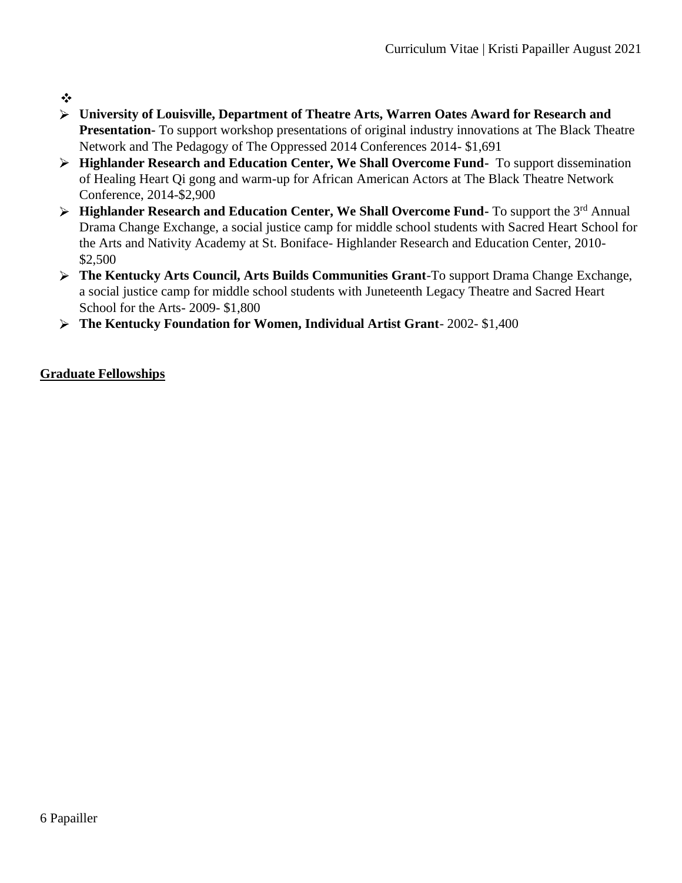- **University of Louisville, Department of Theatre Arts, Warren Oates Award for Research and Presentation-** To support workshop presentations of original industry innovations at The Black Theatre Network and The Pedagogy of The Oppressed 2014 Conferences 2014- $1,691
- **Highlander Research and Education Center, We Shall Overcome Fund-** To support dissemination of Healing Heart Qi gong and warm-up for African American Actors at The Black Theatre Network Conference, 2014-$2,900
- **Highlander Research and Education Center, We Shall Overcome Fund-** To support the 3rd Annual Drama Change Exchange, a social justice camp for middle school students with Sacred Heart School for the Arts and Nativity Academy at St. Boniface- Highlander Research and Education Center, 2010- $2,500
- **The Kentucky Arts Council, Arts Builds Communities Grant**-To support Drama Change Exchange, a social justice camp for middle school students with Juneteenth Legacy Theatre and Sacred Heart School for the Arts- 2009- $1,800
- **The Kentucky Foundation for Women, Individual Artist Grant**- 2002- $1,400

**Graduate Fellowships**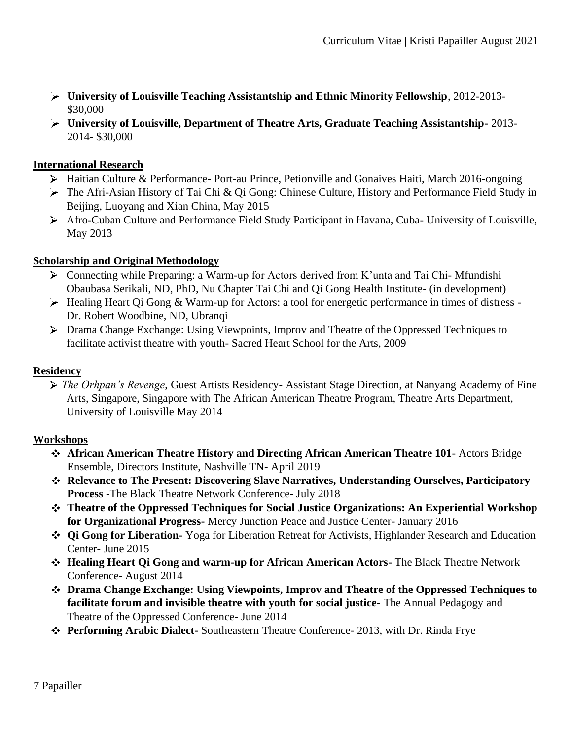- **University of Louisville Teaching Assistantship and Ethnic Minority Fellowship**, 2012-2013- $30,000
- **University of Louisville, Department of Theatre Arts, Graduate Teaching Assistantship-** 2013-2014- $30,000

## International Research

- Haitian Culture & Performance- Port-au Prince, Petionville and Gonaives Haiti, March 2016-ongoing
- The Afri-Asian History of Tai Chi & Qi Gong: Chinese Culture, History and Performance Field Study in Beijing, Luoyang and Xian China, May 2015
- Afro-Cuban Culture and Performance Field Study Participant in Havana, Cuba- University of Louisville, May 2013

## Scholarship and Original Methodology

- Connecting while Preparing: a Warm-up for Actors derived from K'unta and Tai Chi- Mfundishi Obaubasa Serikali, ND, PhD, Nu Chapter Tai Chi and Qi Gong Health Institute- (in development)
- Healing Heart Qi Gong & Warm-up for Actors: a tool for energetic performance in times of distress - Dr. Robert Woodbine, ND, Ubranqi
- Drama Change Exchange: Using Viewpoints, Improv and Theatre of the Oppressed Techniques to facilitate activist theatre with youth- Sacred Heart School for the Arts, 2009

## Residency

- *The Orhpan's Revenge*, Guest Artists Residency- Assistant Stage Direction, at Nanyang Academy of Fine Arts, Singapore, Singapore with The African American Theatre Program, Theatre Arts Department, University of Louisville May 2014

## Workshops

- **African American Theatre History and Directing African American Theatre 101**- Actors Bridge Ensemble, Directors Institute, Nashville TN- April 2019
- **Relevance to The Present: Discovering Slave Narratives, Understanding Ourselves, Participatory Process** -The Black Theatre Network Conference- July 2018
- **Theatre of the Oppressed Techniques for Social Justice Organizations: An Experiential Workshop for Organizational Progress-** Mercy Junction Peace and Justice Center- January 2016
- **Qi Gong for Liberation-** Yoga for Liberation Retreat for Activists, Highlander Research and Education Center- June 2015
- **Healing Heart Qi Gong and warm-up for African American Actors-** The Black Theatre Network Conference- August 2014
- **Drama Change Exchange: Using Viewpoints, Improv and Theatre of the Oppressed Techniques to facilitate forum and invisible theatre with youth for social justice-** The Annual Pedagogy and Theatre of the Oppressed Conference- June 2014
- **Performing Arabic Dialect-** Southeastern Theatre Conference- 2013, with Dr. Rinda Frye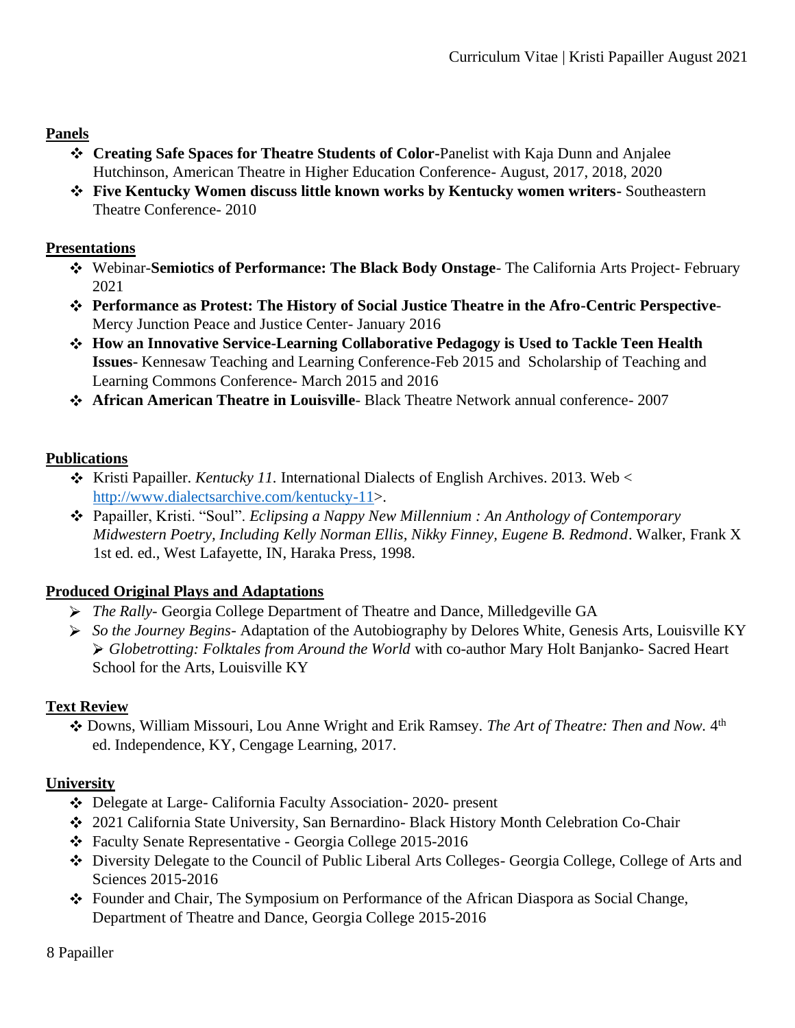## Panels

- **Creating Safe Spaces for Theatre Students of Color**-Panelist with Kaja Dunn and Anjalee Hutchinson, American Theatre in Higher Education Conference- August, 2017, 2018, 2020
- **Five Kentucky Women discuss little known works by Kentucky women writers-** Southeastern Theatre Conference- 2010

## Presentations

- Webinar-**Semiotics of Performance: The Black Body Onstage**- The California Arts Project- February 2021
- **Performance as Protest: The History of Social Justice Theatre in the Afro-Centric Perspective**- Mercy Junction Peace and Justice Center- January 2016
- **How an Innovative Service-Learning Collaborative Pedagogy is Used to Tackle Teen Health Issues-** Kennesaw Teaching and Learning Conference-Feb 2015 and Scholarship of Teaching and Learning Commons Conference- March 2015 and 2016
- **African American Theatre in Louisville**- Black Theatre Network annual conference- 2007

## Publications

- Kristi Papailler. *Kentucky 11.* International Dialects of English Archives. 2013. Web < http://www.dialectsarchive.com/kentucky-11>.
- Papailler, Kristi. "Soul". *Eclipsing a Nappy New Millennium : An Anthology of Contemporary Midwestern Poetry, Including Kelly Norman Ellis, Nikky Finney, Eugene B. Redmond*. Walker, Frank X 1st ed. ed., West Lafayette, IN, Haraka Press, 1998.

## Produced Original Plays and Adaptations

- *The Rally*- Georgia College Department of Theatre and Dance, Milledgeville GA
- *So the Journey Begins*- Adaptation of the Autobiography by Delores White, Genesis Arts, Louisville KY
- *Globetrotting: Folktales from Around the World* with co-author Mary Holt Banjanko- Sacred Heart School for the Arts, Louisville KY

## Text Review

- Downs, William Missouri, Lou Anne Wright and Erik Ramsey. *The Art of Theatre: Then and Now.* 4th ed. Independence, KY, Cengage Learning, 2017.

## University

- Delegate at Large- California Faculty Association- 2020- present
- 2021 California State University, San Bernardino- Black History Month Celebration Co-Chair
- Faculty Senate Representative - Georgia College 2015-2016
- Diversity Delegate to the Council of Public Liberal Arts Colleges- Georgia College, College of Arts and Sciences 2015-2016
- Founder and Chair, The Symposium on Performance of the African Diaspora as Social Change, Department of Theatre and Dance, Georgia College 2015-2016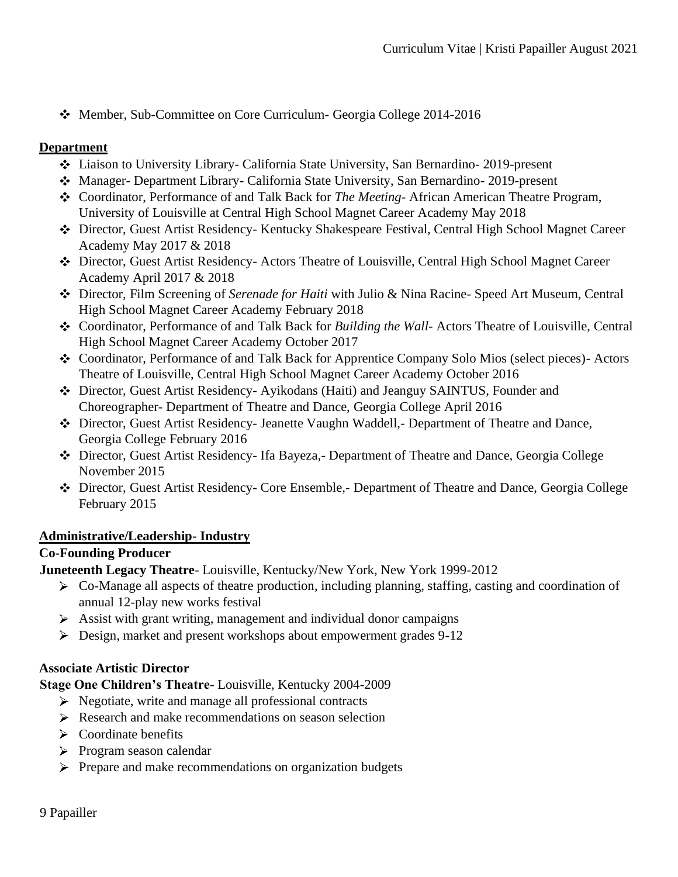- Member, Sub-Committee on Core Curriculum- Georgia College 2014-2016

**Department**

- Liaison to University Library- California State University, San Bernardino- 2019-present
- Manager- Department Library- California State University, San Bernardino- 2019-present
- Coordinator, Performance of and Talk Back for *The Meeting*- African American Theatre Program, University of Louisville at Central High School Magnet Career Academy May 2018
- Director, Guest Artist Residency- Kentucky Shakespeare Festival, Central High School Magnet Career Academy May 2017 & 2018
- Director, Guest Artist Residency- Actors Theatre of Louisville, Central High School Magnet Career Academy April 2017 & 2018
- Director, Film Screening of *Serenade for Haiti* with Julio & Nina Racine- Speed Art Museum, Central High School Magnet Career Academy February 2018
- Coordinator, Performance of and Talk Back for *Building the Wall*- Actors Theatre of Louisville, Central High School Magnet Career Academy October 2017
- Coordinator, Performance of and Talk Back for Apprentice Company Solo Mios (select pieces)- Actors Theatre of Louisville, Central High School Magnet Career Academy October 2016
- Director, Guest Artist Residency- Ayikodans (Haiti) and Jeanguy SAINTUS, Founder and Choreographer- Department of Theatre and Dance, Georgia College April 2016
- Director, Guest Artist Residency- Jeanette Vaughn Waddell,- Department of Theatre and Dance, Georgia College February 2016
- Director, Guest Artist Residency- Ifa Bayeza,- Department of Theatre and Dance, Georgia College November 2015
- Director, Guest Artist Residency- Core Ensemble,- Department of Theatre and Dance, Georgia College February 2015

**Administrative/Leadership- Industry**

**Co-Founding Producer**

**Juneteenth Legacy Theatre**- Louisville, Kentucky/New York, New York 1999-2012

- Co-Manage all aspects of theatre production, including planning, staffing, casting and coordination of annual 12-play new works festival
- Assist with grant writing, management and individual donor campaigns
- Design, market and present workshops about empowerment grades 9-12

**Associate Artistic Director**

**Stage One Children's Theatre**- Louisville, Kentucky 2004-2009

- Negotiate, write and manage all professional contracts
- Research and make recommendations on season selection
- Coordinate benefits
- Program season calendar
- Prepare and make recommendations on organization budgets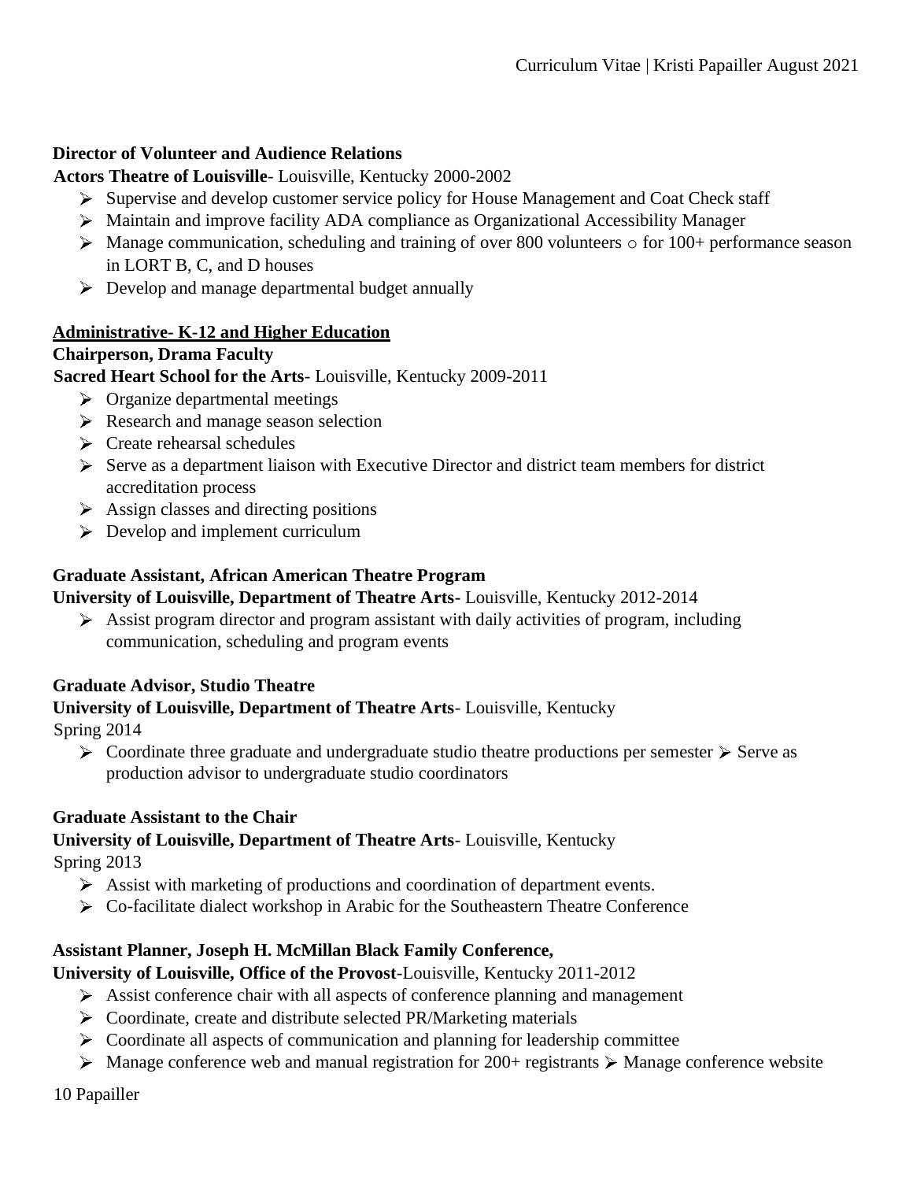**Director of Volunteer and Audience Relations**

**Actors Theatre of Louisville**- Louisville, Kentucky 2000-2002

- Supervise and develop customer service policy for House Management and Coat Check staff
- Maintain and improve facility ADA compliance as Organizational Accessibility Manager
- Manage communication, scheduling and training of over 800 volunteers ○ for 100+ performance season in LORT B, C, and D houses
- Develop and manage departmental budget annually

## Administrative- K-12 and Higher Education

**Chairperson, Drama Faculty**

**Sacred Heart School for the Arts**- Louisville, Kentucky 2009-2011

- Organize departmental meetings
- Research and manage season selection
- Create rehearsal schedules
- Serve as a department liaison with Executive Director and district team members for district accreditation process
- Assign classes and directing positions
- Develop and implement curriculum

**Graduate Assistant, African American Theatre Program**

**University of Louisville, Department of Theatre Arts-** Louisville, Kentucky 2012-2014

- Assist program director and program assistant with daily activities of program, including communication, scheduling and program events

**Graduate Advisor, Studio Theatre**

**University of Louisville, Department of Theatre Arts**- Louisville, Kentucky Spring 2014

- Coordinate three graduate and undergraduate studio theatre productions per semester
- Serve as production advisor to undergraduate studio coordinators

**Graduate Assistant to the Chair**

**University of Louisville, Department of Theatre Arts**- Louisville, Kentucky Spring 2013

- Assist with marketing of productions and coordination of department events.
- Co-facilitate dialect workshop in Arabic for the Southeastern Theatre Conference

**Assistant Planner, Joseph H. McMillan Black Family Conference,**

**University of Louisville, Office of the Provost**-Louisville, Kentucky 2011-2012

- Assist conference chair with all aspects of conference planning and management
- Coordinate, create and distribute selected PR/Marketing materials
- Coordinate all aspects of communication and planning for leadership committee
- Manage conference web and manual registration for 200+ registrants
- Manage conference website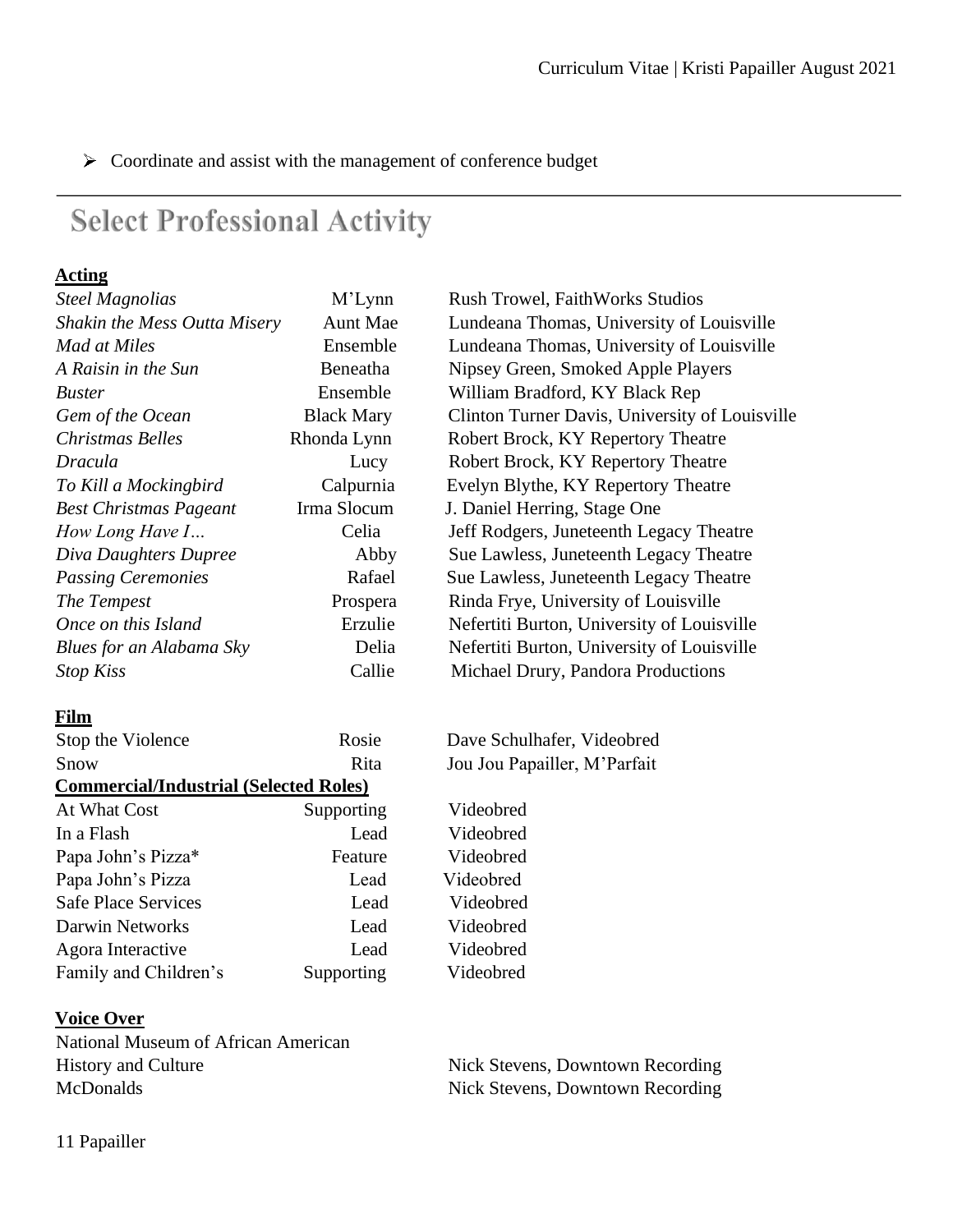- Coordinate and assist with the management of conference budget

---

## Select Professional Activity

**Acting**

| | | |
|---|---|---|
| *Steel Magnolias* | M'Lynn | Rush Trowel, FaithWorks Studios |
| *Shakin the Mess Outta Misery* | Aunt Mae | Lundeana Thomas, University of Louisville |
| *Mad at Miles* | Ensemble | Lundeana Thomas, University of Louisville |
| *A Raisin in the Sun* | Beneatha | Nipsey Green, Smoked Apple Players |
| *Buster* | Ensemble | William Bradford, KY Black Rep |
| *Gem of the Ocean* | Black Mary | Clinton Turner Davis, University of Louisville |
| *Christmas Belles* | Rhonda Lynn | Robert Brock, KY Repertory Theatre |
| *Dracula* | Lucy | Robert Brock, KY Repertory Theatre |
| *To Kill a Mockingbird* | Calpurnia | Evelyn Blythe, KY Repertory Theatre |
| *Best Christmas Pageant* | Irma Slocum | J. Daniel Herring, Stage One |
| *How Long Have I…* | Celia | Jeff Rodgers, Juneteenth Legacy Theatre |
| *Diva Daughters Dupree* | Abby | Sue Lawless, Juneteenth Legacy Theatre |
| *Passing Ceremonies* | Rafael | Sue Lawless, Juneteenth Legacy Theatre |
| *The Tempest* | Prospera | Rinda Frye, University of Louisville |
| *Once on this Island* | Erzulie | Nefertiti Burton, University of Louisville |
| *Blues for an Alabama Sky* | Delia | Nefertiti Burton, University of Louisville |
| *Stop Kiss* | Callie | Michael Drury, Pandora Productions |

**Film**

| | | |
|---|---|---|
| Stop the Violence | Rosie | Dave Schulhafer, Videobred |
| Snow | Rita | Jou Jou Papailler, M'Parfait |

**Commercial/Industrial (Selected Roles)**

| | | |
|---|---|---|
| At What Cost | Supporting | Videobred |
| In a Flash | Lead | Videobred |
| Papa John's Pizza* | Feature | Videobred |
| Papa John's Pizza | Lead | Videobred |
| Safe Place Services | Lead | Videobred |
| Darwin Networks | Lead | Videobred |
| Agora Interactive | Lead | Videobred |
| Family and Children's | Supporting | Videobred |

**Voice Over**

| | |
|---|---|
| National Museum of African American History and Culture | Nick Stevens, Downtown Recording |
| McDonalds | Nick Stevens, Downtown Recording |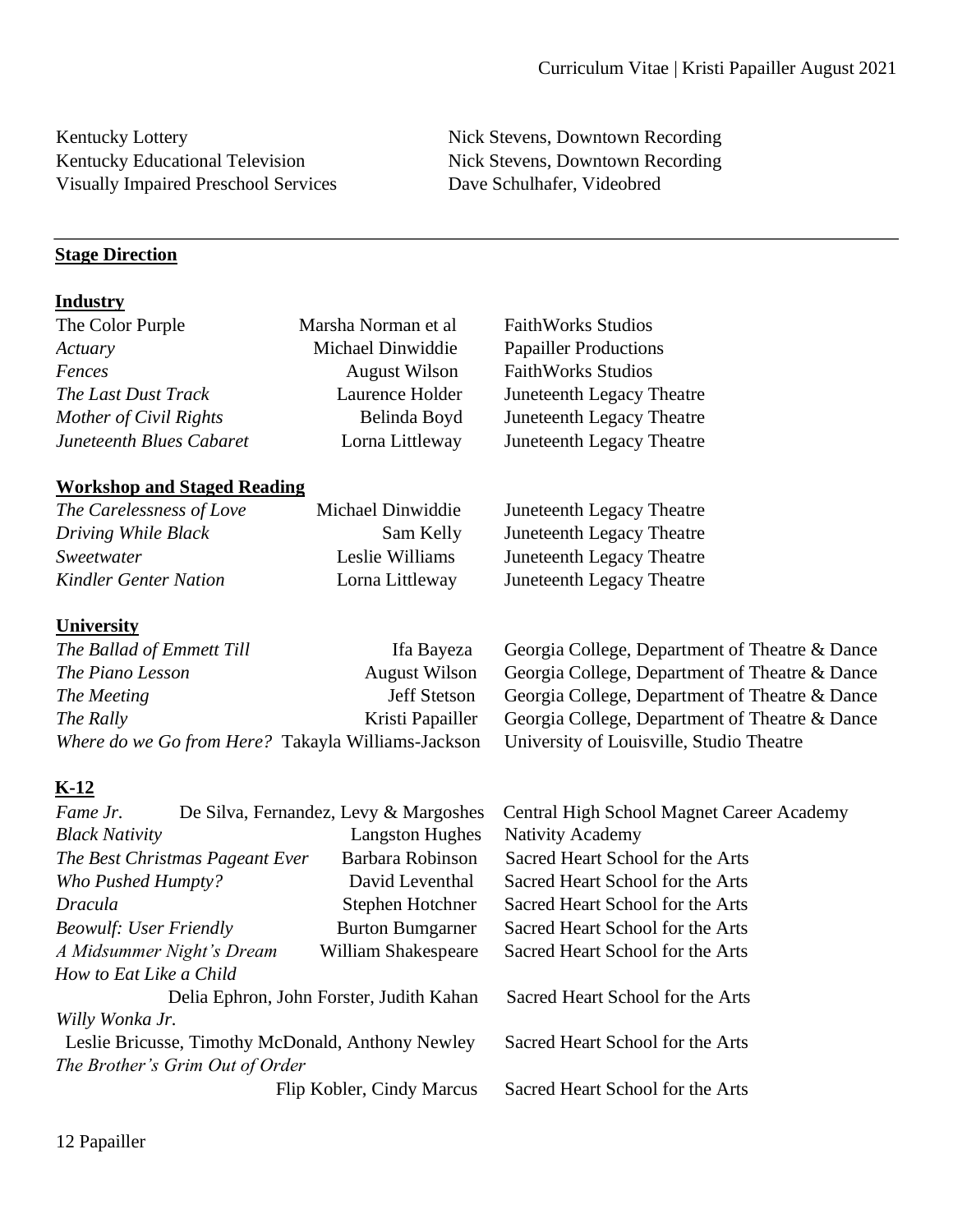| | |
|---|---|
| Kentucky Lottery | Nick Stevens, Downtown Recording |
| Kentucky Educational Television | Nick Stevens, Downtown Recording |
| Visually Impaired Preschool Services | Dave Schulhafer, Videobred |

---

## **Stage Direction**

### **Industry**

| | | |
|---|---|---|
| The Color Purple | Marsha Norman et al | FaithWorks Studios |
| *Actuary* | Michael Dinwiddie | Papailler Productions |
| *Fences* | August Wilson | FaithWorks Studios |
| *The Last Dust Track* | Laurence Holder | Juneteenth Legacy Theatre |
| *Mother of Civil Rights* | Belinda Boyd | Juneteenth Legacy Theatre |
| *Juneteenth Blues Cabaret* | Lorna Littleway | Juneteenth Legacy Theatre |

### **Workshop and Staged Reading**

| | | |
|---|---|---|
| *The Carelessness of Love* | Michael Dinwiddie | Juneteenth Legacy Theatre |
| *Driving While Black* | Sam Kelly | Juneteenth Legacy Theatre |
| *Sweetwater* | Leslie Williams | Juneteenth Legacy Theatre |
| *Kindler Genter Nation* | Lorna Littleway | Juneteenth Legacy Theatre |

### **University**

| | | |
|---|---|---|
| *The Ballad of Emmett Till* | Ifa Bayeza | Georgia College, Department of Theatre & Dance |
| *The Piano Lesson* | August Wilson | Georgia College, Department of Theatre & Dance |
| *The Meeting* | Jeff Stetson | Georgia College, Department of Theatre & Dance |
| *The Rally* | Kristi Papailler | Georgia College, Department of Theatre & Dance |
| *Where do we Go from Here?* | Takayla Williams-Jackson | University of Louisville, Studio Theatre |

### **K-12**

| | | |
|---|---|---|
| *Fame Jr.* | De Silva, Fernandez, Levy & Margoshes | Central High School Magnet Career Academy |
| *Black Nativity* | Langston Hughes | Nativity Academy |
| *The Best Christmas Pageant Ever* | Barbara Robinson | Sacred Heart School for the Arts |
| *Who Pushed Humpty?* | David Leventhal | Sacred Heart School for the Arts |
| *Dracula* | Stephen Hotchner | Sacred Heart School for the Arts |
| *Beowulf: User Friendly* | Burton Bumgarner | Sacred Heart School for the Arts |
| *A Midsummer Night's Dream* | William Shakespeare | Sacred Heart School for the Arts |
| *How to Eat Like a Child* | Delia Ephron, John Forster, Judith Kahan | Sacred Heart School for the Arts |
| *Willy Wonka Jr.* | Leslie Bricusse, Timothy McDonald, Anthony Newley | Sacred Heart School for the Arts |
| *The Brother's Grim Out of Order* | Flip Kobler, Cindy Marcus | Sacred Heart School for the Arts |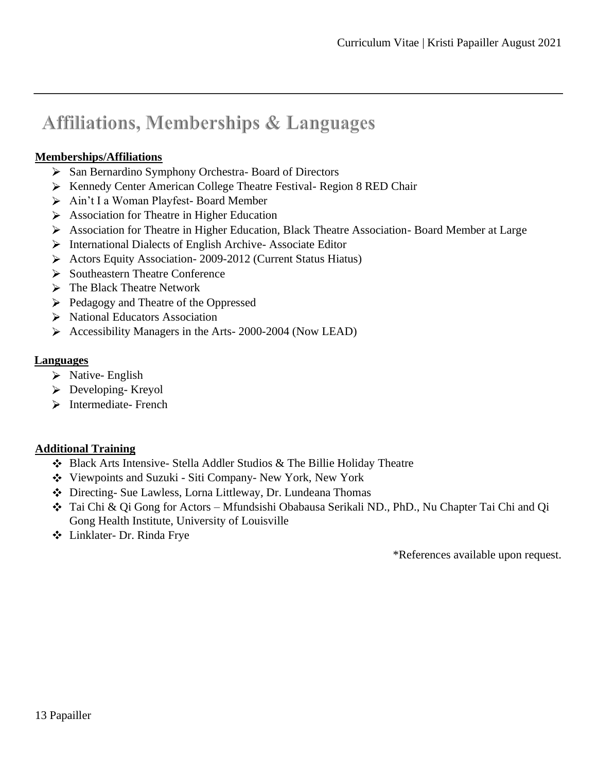# Affiliations, Memberships & Languages

**Memberships/Affiliations**

- San Bernardino Symphony Orchestra- Board of Directors
- Kennedy Center American College Theatre Festival- Region 8 RED Chair
- Ain't I a Woman Playfest- Board Member
- Association for Theatre in Higher Education
- Association for Theatre in Higher Education, Black Theatre Association- Board Member at Large
- International Dialects of English Archive- Associate Editor
- Actors Equity Association- 2009-2012 (Current Status Hiatus)
- Southeastern Theatre Conference
- The Black Theatre Network
- Pedagogy and Theatre of the Oppressed
- National Educators Association
- Accessibility Managers in the Arts- 2000-2004 (Now LEAD)

**Languages**

- Native- English
- Developing- Kreyol
- Intermediate- French

**Additional Training**

- Black Arts Intensive- Stella Addler Studios & The Billie Holiday Theatre
- Viewpoints and Suzuki - Siti Company- New York, New York
- Directing- Sue Lawless, Lorna Littleway, Dr. Lundeana Thomas
- Tai Chi & Qi Gong for Actors – Mfundsishi Obabausa Serikali ND., PhD., Nu Chapter Tai Chi and Qi Gong Health Institute, University of Louisville
- Linklater- Dr. Rinda Frye

*References available upon request.